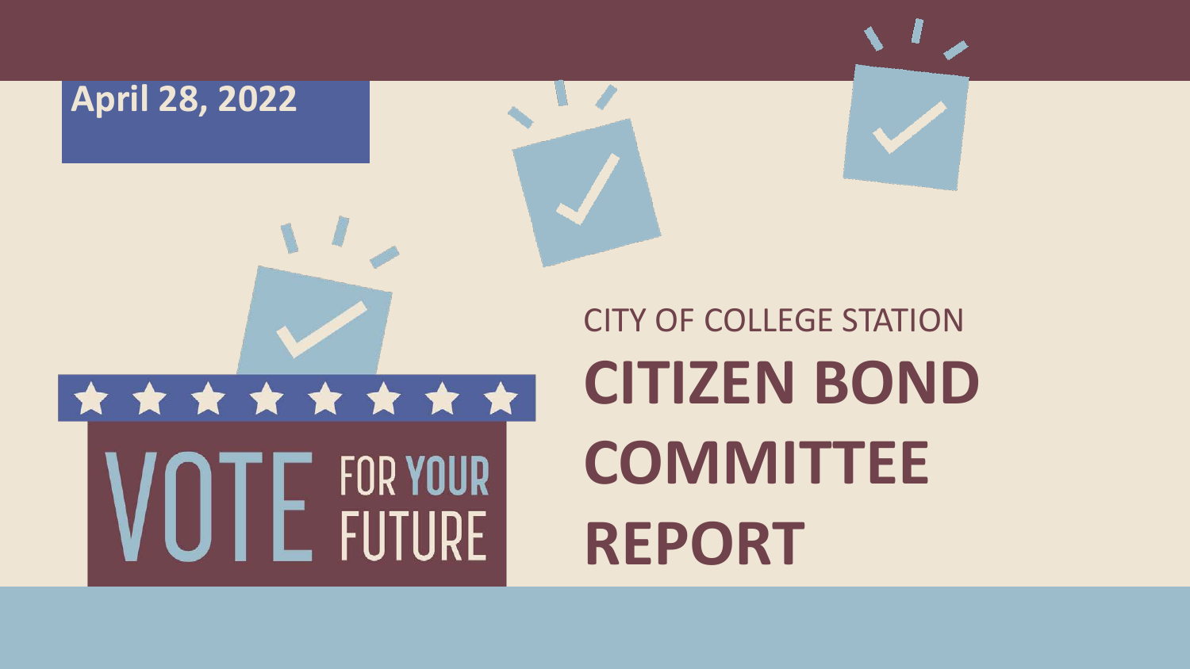April 28, 2022

VOTE FOR YOUR FUTURE

CITY OF COLLEGE STATION

# CITIZEN BOND COMMITTEE REPORT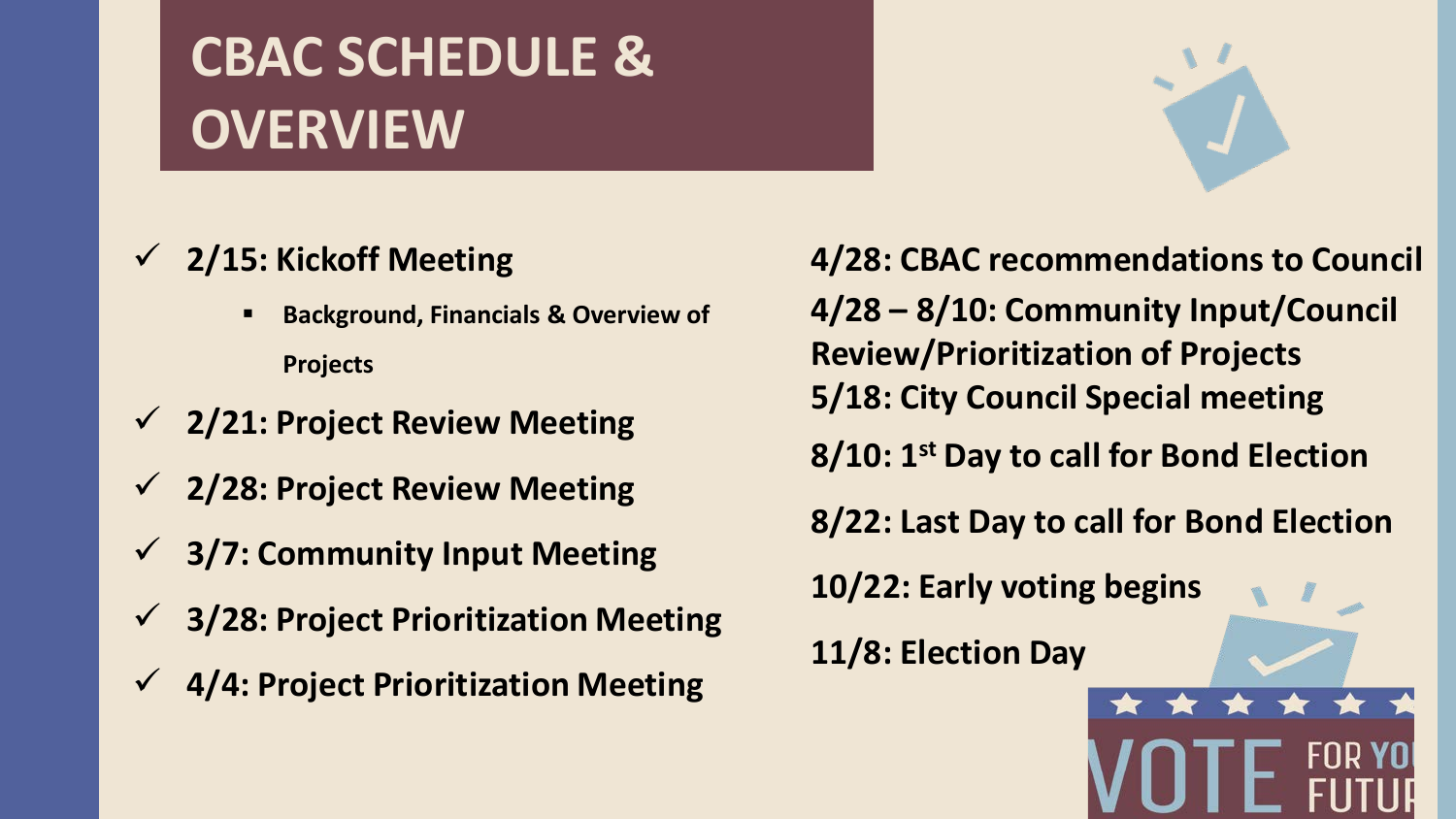# CBAC SCHEDULE & OVERVIEW

- ✓ **2/15: Kickoff Meeting**
  - **Background, Financials & Overview of Projects**
- ✓ **2/21: Project Review Meeting**
- ✓ **2/28: Project Review Meeting**
- ✓ **3/7: Community Input Meeting**
- ✓ **3/28: Project Prioritization Meeting**
- ✓ **4/4: Project Prioritization Meeting**

**4/28: CBAC recommendations to Council**

**4/28 – 8/10: Community Input/Council Review/Prioritization of Projects**

**5/18: City Council Special meeting**

**8/10: 1st Day to call for Bond Election**

**8/22: Last Day to call for Bond Election**

**10/22: Early voting begins**

**11/8: Election Day**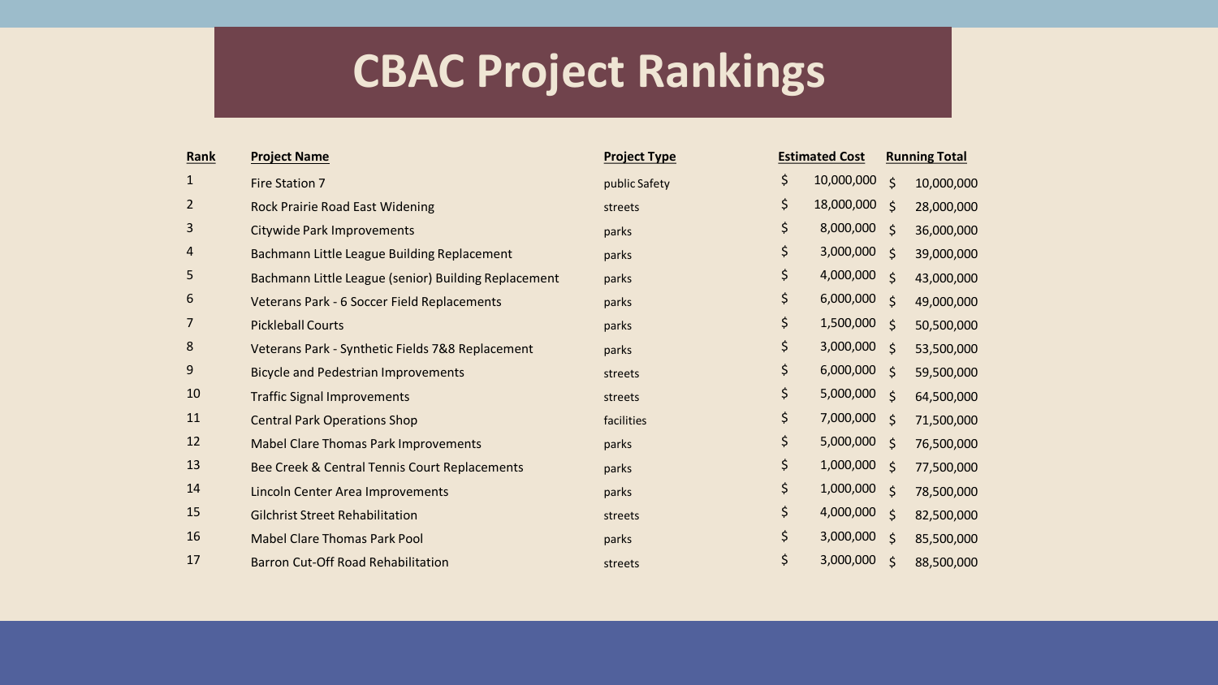# CBAC Project Rankings

| Rank | Project Name | Project Type | Estimated Cost | Running Total |
|---|---|---|---|---|
| 1 | Fire Station 7 | public Safety | $ 10,000,000 | $ 10,000,000 |
| 2 | Rock Prairie Road East Widening | streets | $ 18,000,000 | $ 28,000,000 |
| 3 | Citywide Park Improvements | parks | $ 8,000,000 | $ 36,000,000 |
| 4 | Bachmann Little League Building Replacement | parks | $ 3,000,000 | $ 39,000,000 |
| 5 | Bachmann Little League (senior) Building Replacement | parks | $ 4,000,000 | $ 43,000,000 |
| 6 | Veterans Park - 6 Soccer Field Replacements | parks | $ 6,000,000 | $ 49,000,000 |
| 7 | Pickleball Courts | parks | $ 1,500,000 | $ 50,500,000 |
| 8 | Veterans Park - Synthetic Fields 7&8 Replacement | parks | $ 3,000,000 | $ 53,500,000 |
| 9 | Bicycle and Pedestrian Improvements | streets | $ 6,000,000 | $ 59,500,000 |
| 10 | Traffic Signal Improvements | streets | $ 5,000,000 | $ 64,500,000 |
| 11 | Central Park Operations Shop | facilities | $ 7,000,000 | $ 71,500,000 |
| 12 | Mabel Clare Thomas Park Improvements | parks | $ 5,000,000 | $ 76,500,000 |
| 13 | Bee Creek & Central Tennis Court Replacements | parks | $ 1,000,000 | $ 77,500,000 |
| 14 | Lincoln Center Area Improvements | parks | $ 1,000,000 | $ 78,500,000 |
| 15 | Gilchrist Street Rehabilitation | streets | $ 4,000,000 | $ 82,500,000 |
| 16 | Mabel Clare Thomas Park Pool | parks | $ 3,000,000 | $ 85,500,000 |
| 17 | Barron Cut-Off Road Rehabilitation | streets | $ 3,000,000 | $ 88,500,000 |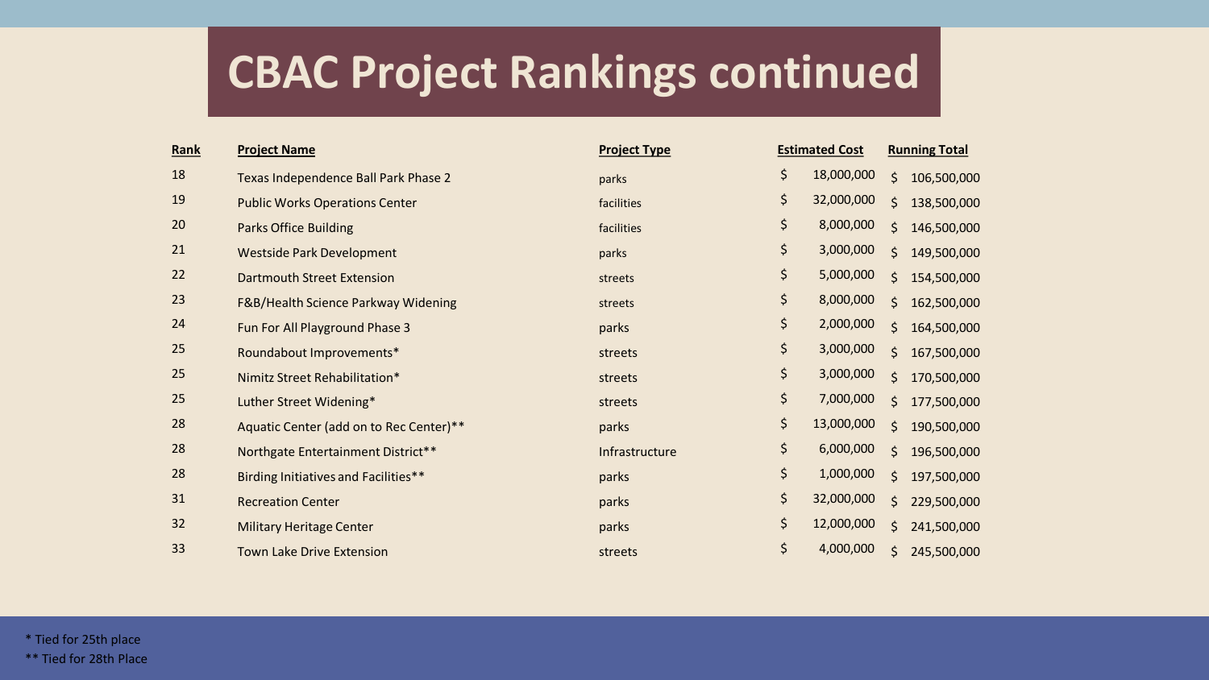# CBAC Project Rankings continued

| Rank | Project Name | Project Type | Estimated Cost | Running Total |
| --- | --- | --- | --- | --- |
| 18 | Texas Independence Ball Park Phase 2 | parks | $ 18,000,000 | $ 106,500,000 |
| 19 | Public Works Operations Center | facilities | $ 32,000,000 | $ 138,500,000 |
| 20 | Parks Office Building | facilities | $ 8,000,000 | $ 146,500,000 |
| 21 | Westside Park Development | parks | $ 3,000,000 | $ 149,500,000 |
| 22 | Dartmouth Street Extension | streets | $ 5,000,000 | $ 154,500,000 |
| 23 | F&B/Health Science Parkway Widening | streets | $ 8,000,000 | $ 162,500,000 |
| 24 | Fun For All Playground Phase 3 | parks | $ 2,000,000 | $ 164,500,000 |
| 25 | Roundabout Improvements* | streets | $ 3,000,000 | $ 167,500,000 |
| 25 | Nimitz Street Rehabilitation* | streets | $ 3,000,000 | $ 170,500,000 |
| 25 | Luther Street Widening* | streets | $ 7,000,000 | $ 177,500,000 |
| 28 | Aquatic Center (add on to Rec Center)** | parks | $ 13,000,000 | $ 190,500,000 |
| 28 | Northgate Entertainment District** | Infrastructure | $ 6,000,000 | $ 196,500,000 |
| 28 | Birding Initiatives and Facilities** | parks | $ 1,000,000 | $ 197,500,000 |
| 31 | Recreation Center | parks | $ 32,000,000 | $ 229,500,000 |
| 32 | Military Heritage Center | parks | $ 12,000,000 | $ 241,500,000 |
| 33 | Town Lake Drive Extension | streets | $ 4,000,000 | $ 245,500,000 |

* Tied for 25th place

** Tied for 28th Place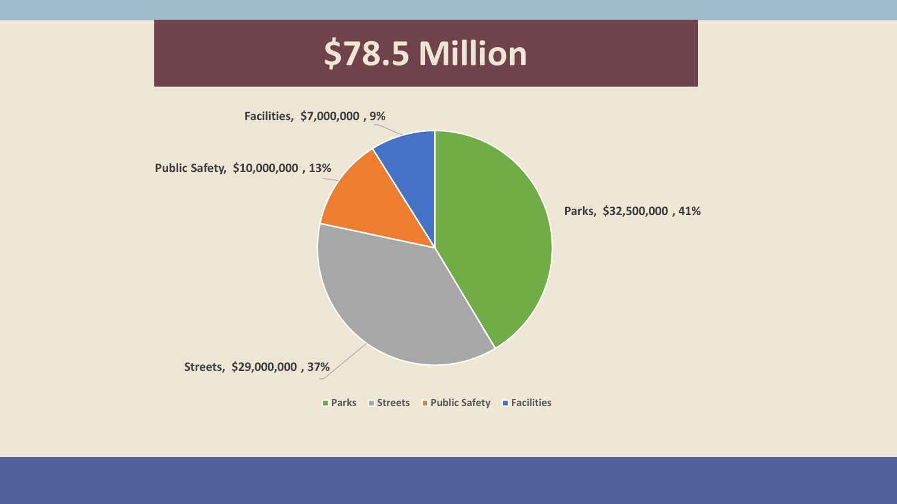# $78.5 Million

Facilities, $7,000,000 , 9%

Public Safety, $10,000,000 , 13%

Parks, $32,500,000 , 41%

Streets, $29,000,000 , 37%

Parks Streets Public Safety Facilities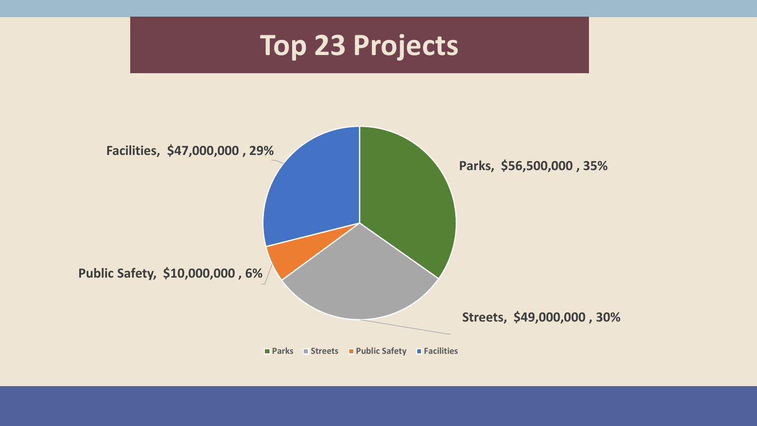# Top 23 Projects

Facilities, $47,000,000 , 29%

Parks, $56,500,000 , 35%

Public Safety, $10,000,000 , 6%

Streets, $49,000,000 , 30%

Parks Streets Public Safety Facilities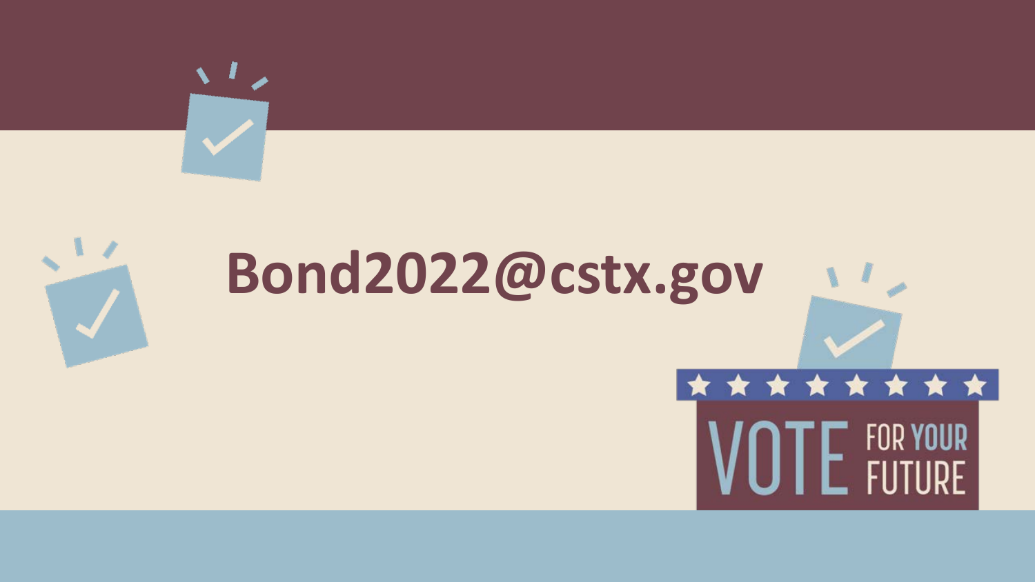# Bond2022@cstx.gov

VOTE FOR YOUR FUTURE